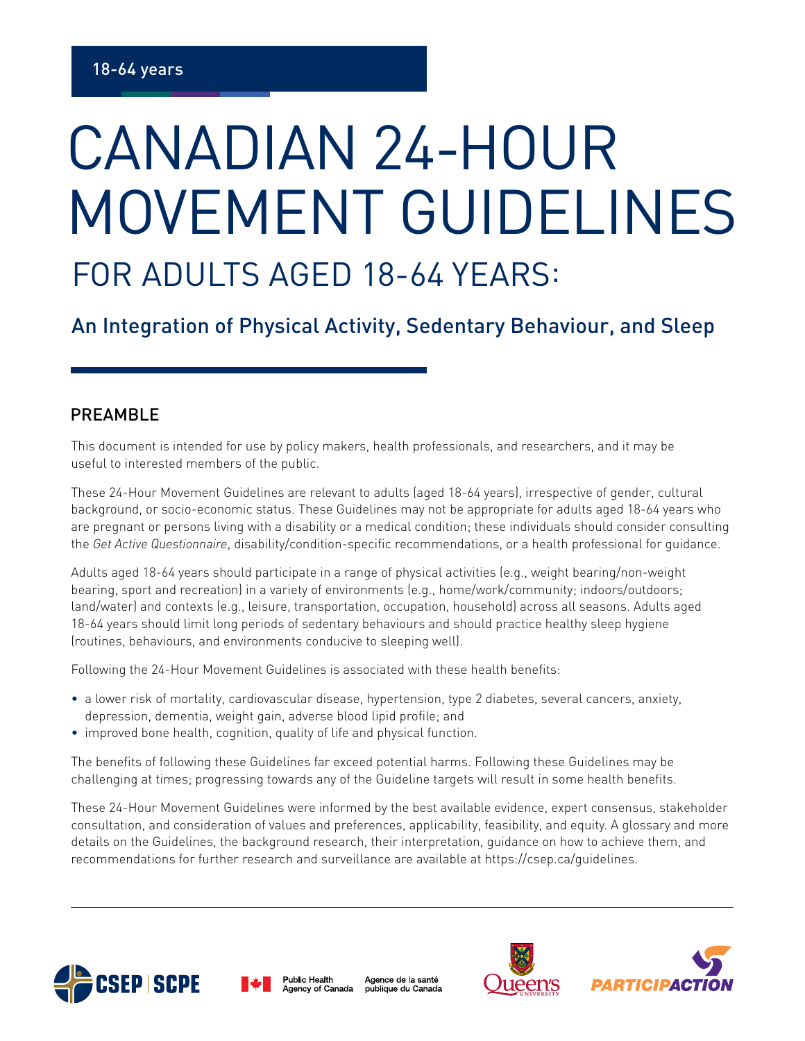18-64 years

# CANADIAN 24-HOUR MOVEMENT GUIDELINES

## FOR ADULTS AGED 18-64 YEARS:

### An Integration of Physical Activity, Sedentary Behaviour, and Sleep

## PREAMBLE

This document is intended for use by policy makers, health professionals, and researchers, and it may be useful to interested members of the public.

These 24-Hour Movement Guidelines are relevant to adults (aged 18-64 years), irrespective of gender, cultural background, or socio-economic status. These Guidelines may not be appropriate for adults aged 18-64 years who are pregnant or persons living with a disability or a medical condition; these individuals should consider consulting the *Get Active Questionnaire*, disability/condition-specific recommendations, or a health professional for guidance.

Adults aged 18-64 years should participate in a range of physical activities (e.g., weight bearing/non-weight bearing, sport and recreation) in a variety of environments (e.g., home/work/community; indoors/outdoors; land/water) and contexts (e.g., leisure, transportation, occupation, household) across all seasons. Adults aged 18-64 years should limit long periods of sedentary behaviours and should practice healthy sleep hygiene (routines, behaviours, and environments conducive to sleeping well).

Following the 24-Hour Movement Guidelines is associated with these health benefits:

- a lower risk of mortality, cardiovascular disease, hypertension, type 2 diabetes, several cancers, anxiety, depression, dementia, weight gain, adverse blood lipid profile; and
- improved bone health, cognition, quality of life and physical function.

The benefits of following these Guidelines far exceed potential harms. Following these Guidelines may be challenging at times; progressing towards any of the Guideline targets will result in some health benefits.

These 24-Hour Movement Guidelines were informed by the best available evidence, expert consensus, stakeholder consultation, and consideration of values and preferences, applicability, feasibility, and equity. A glossary and more details on the Guidelines, the background research, their interpretation, guidance on how to achieve them, and recommendations for further research and surveillance are available at https://csep.ca/guidelines.

CSEP | SCPE — Public Health Agency of Canada / Agence de la santé publique du Canada — Queen's University — PARTICIPACTION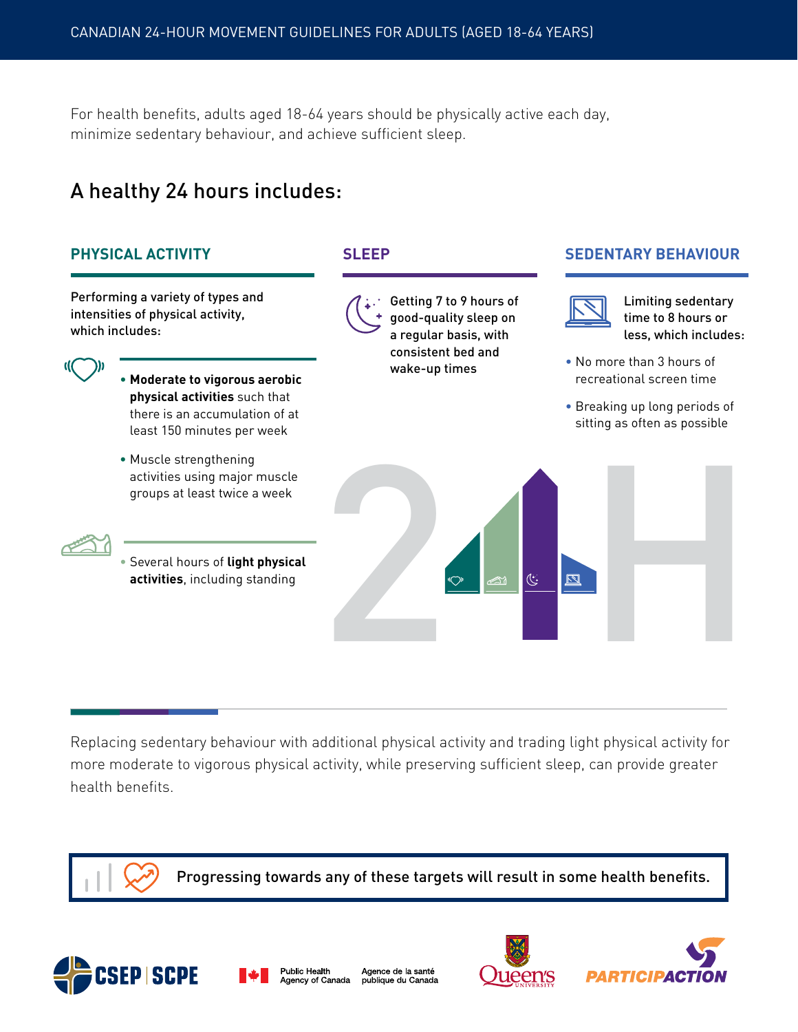CANADIAN 24-HOUR MOVEMENT GUIDELINES FOR ADULTS (AGED 18-64 YEARS)

For health benefits, adults aged 18-64 years should be physically active each day, minimize sedentary behaviour, and achieve sufficient sleep.

## A healthy 24 hours includes:

### PHYSICAL ACTIVITY

Performing a variety of types and intensities of physical activity, which includes:

- **Moderate to vigorous aerobic physical activities** such that there is an accumulation of at least 150 minutes per week
- Muscle strengthening activities using major muscle groups at least twice a week
- Several hours of **light physical activities**, including standing

### SLEEP

Getting 7 to 9 hours of good-quality sleep on a regular basis, with consistent bed and wake-up times

### SEDENTARY BEHAVIOUR

Limiting sedentary time to 8 hours or less, which includes:

- No more than 3 hours of recreational screen time
- Breaking up long periods of sitting as often as possible

24H

Replacing sedentary behaviour with additional physical activity and trading light physical activity for more moderate to vigorous physical activity, while preserving sufficient sleep, can provide greater health benefits.

Progressing towards any of these targets will result in some health benefits.

CSEP | SCPE

Public Health Agency of Canada / Agence de la santé publique du Canada

Queen's University

PARTICIPACTION